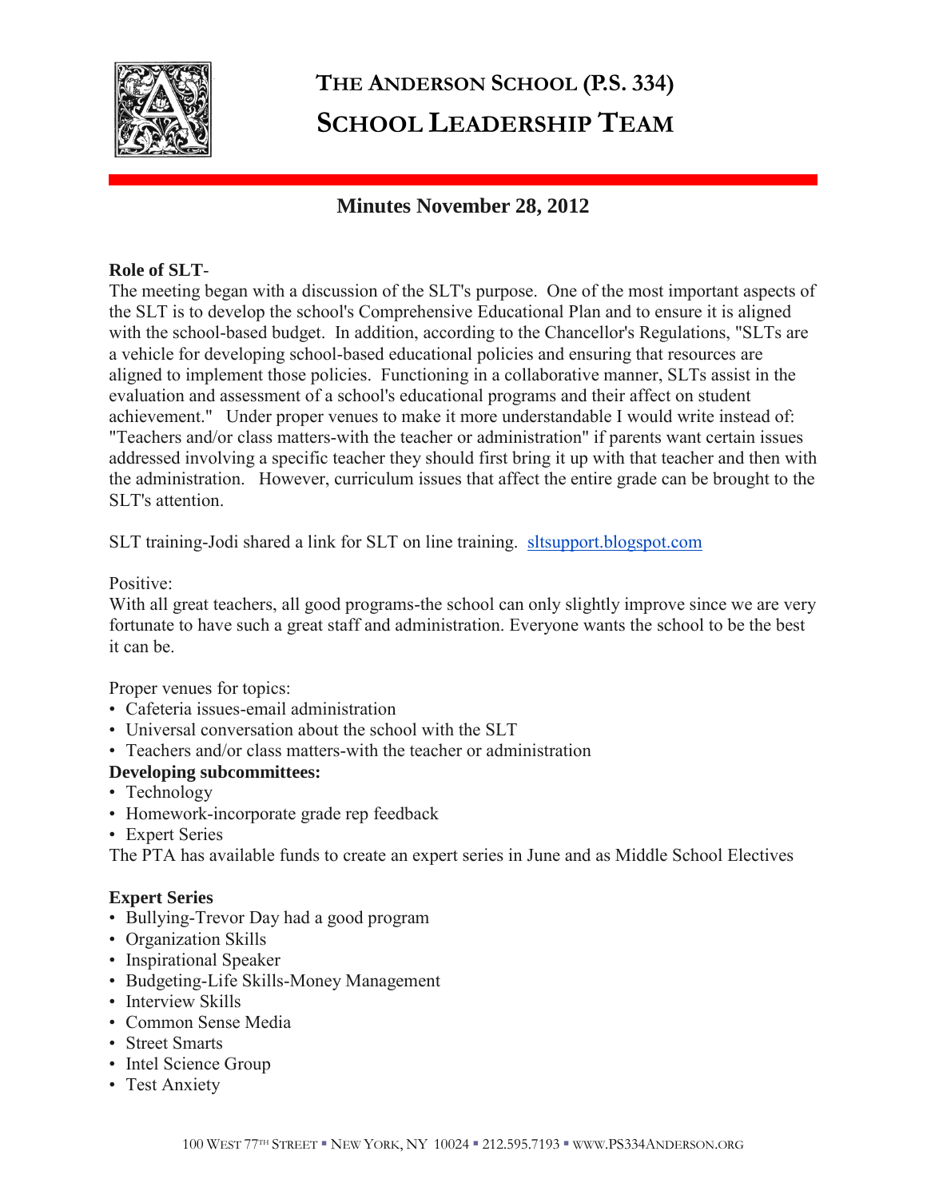# THE ANDERSON SCHOOL (P.S. 334)
# SCHOOL LEADERSHIP TEAM

## Minutes November 28, 2012

**Role of SLT**-
The meeting began with a discussion of the SLT's purpose. One of the most important aspects of the SLT is to develop the school's Comprehensive Educational Plan and to ensure it is aligned with the school-based budget. In addition, according to the Chancellor's Regulations, "SLTs are a vehicle for developing school-based educational policies and ensuring that resources are aligned to implement those policies. Functioning in a collaborative manner, SLTs assist in the evaluation and assessment of a school's educational programs and their affect on student achievement." Under proper venues to make it more understandable I would write instead of: "Teachers and/or class matters-with the teacher or administration" if parents want certain issues addressed involving a specific teacher they should first bring it up with that teacher and then with the administration. However, curriculum issues that affect the entire grade can be brought to the SLT's attention.

SLT training-Jodi shared a link for SLT on line training. [sltsupport.blogspot.com](http://sltsupport.blogspot.com)

Positive:
With all great teachers, all good programs-the school can only slightly improve since we are very fortunate to have such a great staff and administration. Everyone wants the school to be the best it can be.

Proper venues for topics:
- Cafeteria issues-email administration
- Universal conversation about the school with the SLT
- Teachers and/or class matters-with the teacher or administration

**Developing subcommittees:**
- Technology
- Homework-incorporate grade rep feedback
- Expert Series

The PTA has available funds to create an expert series in June and as Middle School Electives

**Expert Series**
- Bullying-Trevor Day had a good program
- Organization Skills
- Inspirational Speaker
- Budgeting-Life Skills-Money Management
- Interview Skills
- Common Sense Media
- Street Smarts
- Intel Science Group
- Test Anxiety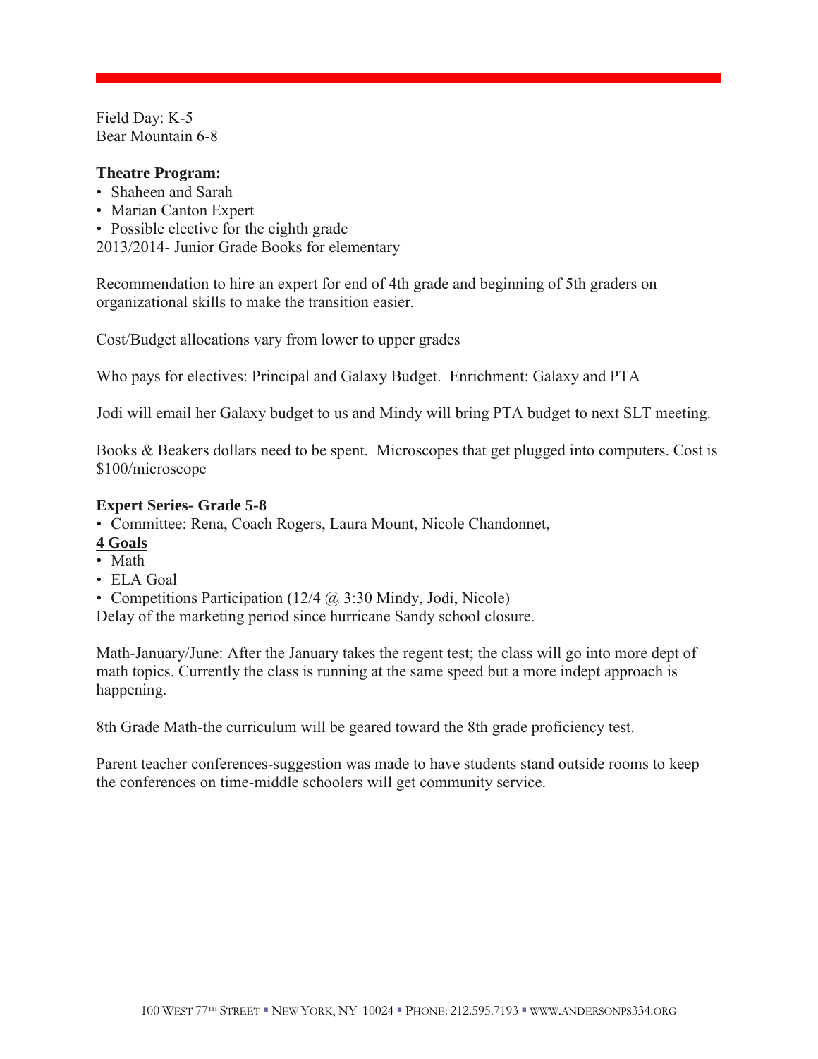Field Day: K-5
Bear Mountain 6-8

**Theatre Program:**

- Shaheen and Sarah
- Marian Canton Expert
- Possible elective for the eighth grade

2013/2014- Junior Grade Books for elementary

Recommendation to hire an expert for end of 4th grade and beginning of 5th graders on organizational skills to make the transition easier.

Cost/Budget allocations vary from lower to upper grades

Who pays for electives: Principal and Galaxy Budget. Enrichment: Galaxy and PTA

Jodi will email her Galaxy budget to us and Mindy will bring PTA budget to next SLT meeting.

Books & Beakers dollars need to be spent. Microscopes that get plugged into computers. Cost is $100/microscope

**Expert Series- Grade 5-8**

- Committee: Rena, Coach Rogers, Laura Mount, Nicole Chandonnet,

**4 Goals**

- Math
- ELA Goal
- Competitions Participation (12/4 @ 3:30 Mindy, Jodi, Nicole)

Delay of the marketing period since hurricane Sandy school closure.

Math-January/June: After the January takes the regent test; the class will go into more dept of math topics. Currently the class is running at the same speed but a more indept approach is happening.

8th Grade Math-the curriculum will be geared toward the 8th grade proficiency test.

Parent teacher conferences-suggestion was made to have students stand outside rooms to keep the conferences on time-middle schoolers will get community service.